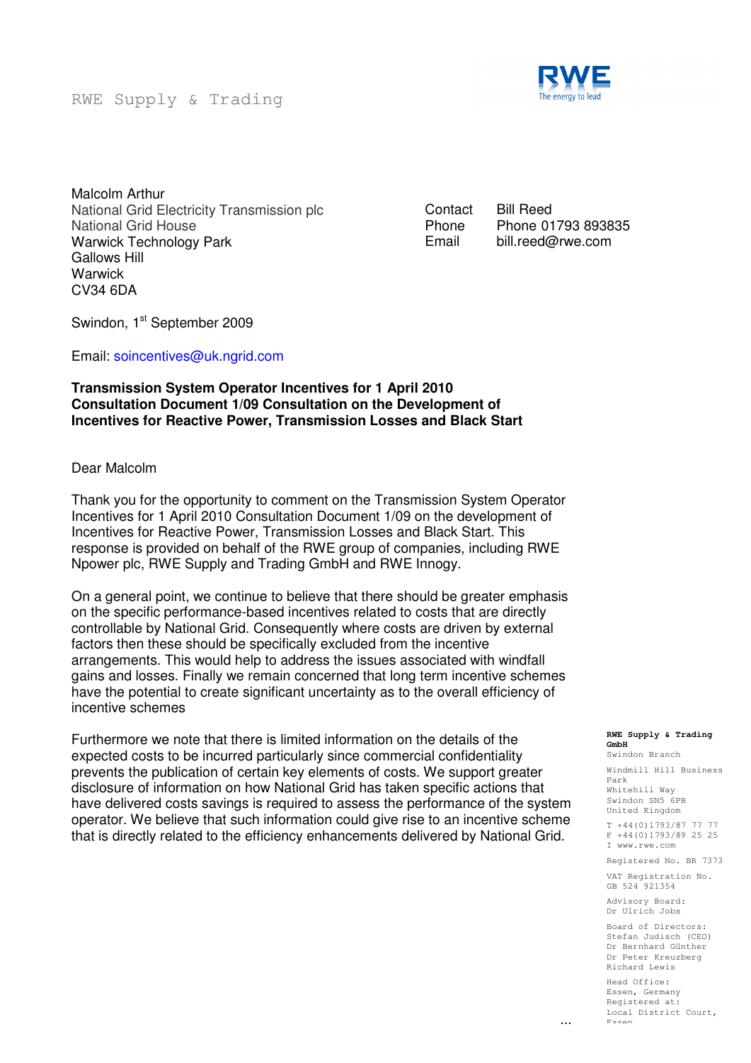RWE Supply & Trading

Malcolm Arthur
National Grid Electricity Transmission plc
National Grid House
Warwick Technology Park
Gallows Hill
Warwick
CV34 6DA

Contact Bill Reed
Phone Phone 01793 893835
Email bill.reed@rwe.com

Swindon, 1st September 2009

Email: soincentives@uk.ngrid.com

**Transmission System Operator Incentives for 1 April 2010**
**Consultation Document 1/09 Consultation on the Development of Incentives for Reactive Power, Transmission Losses and Black Start**

Dear Malcolm

Thank you for the opportunity to comment on the Transmission System Operator Incentives for 1 April 2010 Consultation Document 1/09 on the development of Incentives for Reactive Power, Transmission Losses and Black Start. This response is provided on behalf of the RWE group of companies, including RWE Npower plc, RWE Supply and Trading GmbH and RWE Innogy.

On a general point, we continue to believe that there should be greater emphasis on the specific performance-based incentives related to costs that are directly controllable by National Grid. Consequently where costs are driven by external factors then these should be specifically excluded from the incentive arrangements. This would help to address the issues associated with windfall gains and losses. Finally we remain concerned that long term incentive schemes have the potential to create significant uncertainty as to the overall efficiency of incentive schemes

Furthermore we note that there is limited information on the details of the expected costs to be incurred particularly since commercial confidentiality prevents the publication of certain key elements of costs. We support greater disclosure of information on how National Grid has taken specific actions that have delivered costs savings is required to assess the performance of the system operator. We believe that such information could give rise to an incentive scheme that is directly related to the efficiency enhancements delivered by National Grid.

**RWE Supply & Trading GmbH**
Swindon Branch

Windmill Hill Business Park
Whitehill Way
Swindon SN5 6PB
United Kingdom

T +44(0)1793/87 77 77
F +44(0)1793/89 25 25
I www.rwe.com

Registered No. BR 7373

VAT Registration No. GB 524 921354

Advisory Board:
Dr Ulrich Jobs

Board of Directors:
Stefan Judisch (CEO)
Dr Bernhard Günther
Dr Peter Kreuzberg
Richard Lewis

Head Office:
Essen, Germany
Registered at:
Local District Court, Essen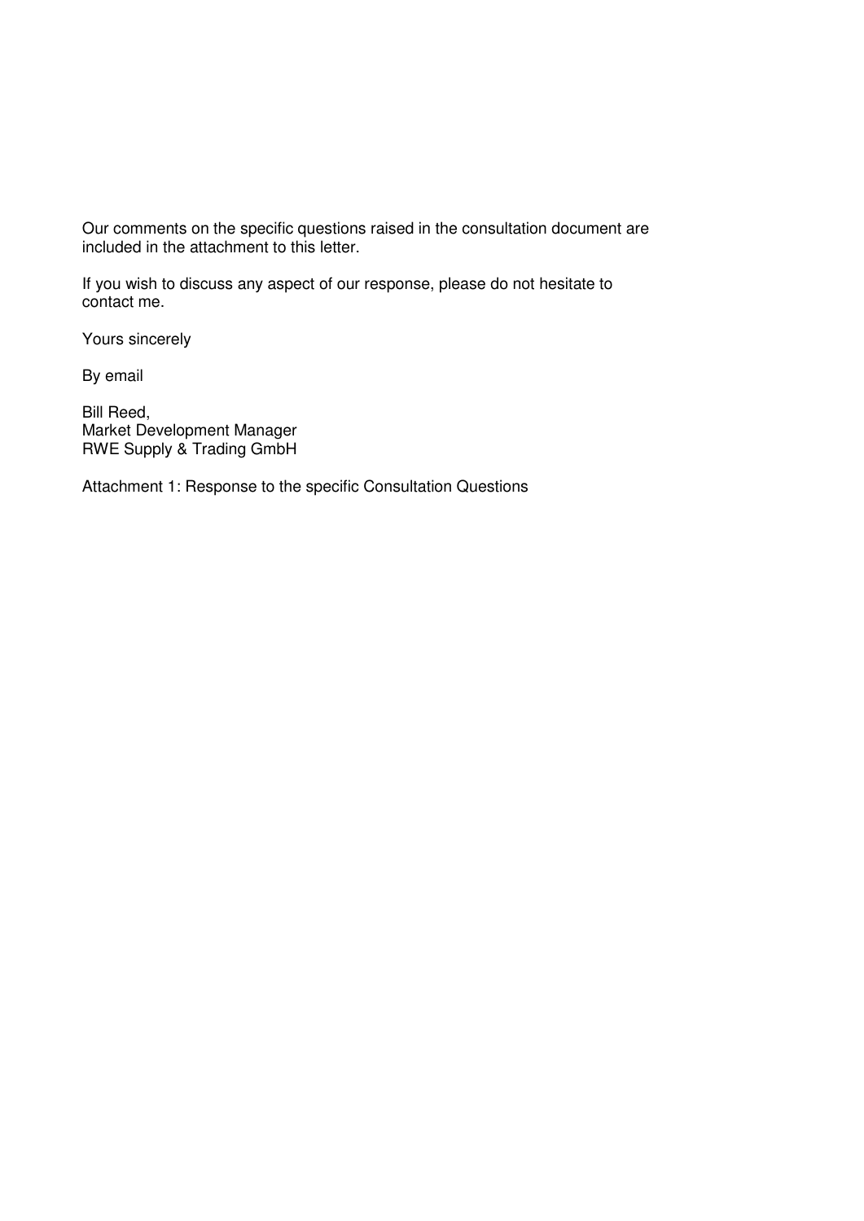Our comments on the specific questions raised in the consultation document are included in the attachment to this letter.

If you wish to discuss any aspect of our response, please do not hesitate to contact me.

Yours sincerely

By email

Bill Reed,
Market Development Manager
RWE Supply & Trading GmbH

Attachment 1: Response to the specific Consultation Questions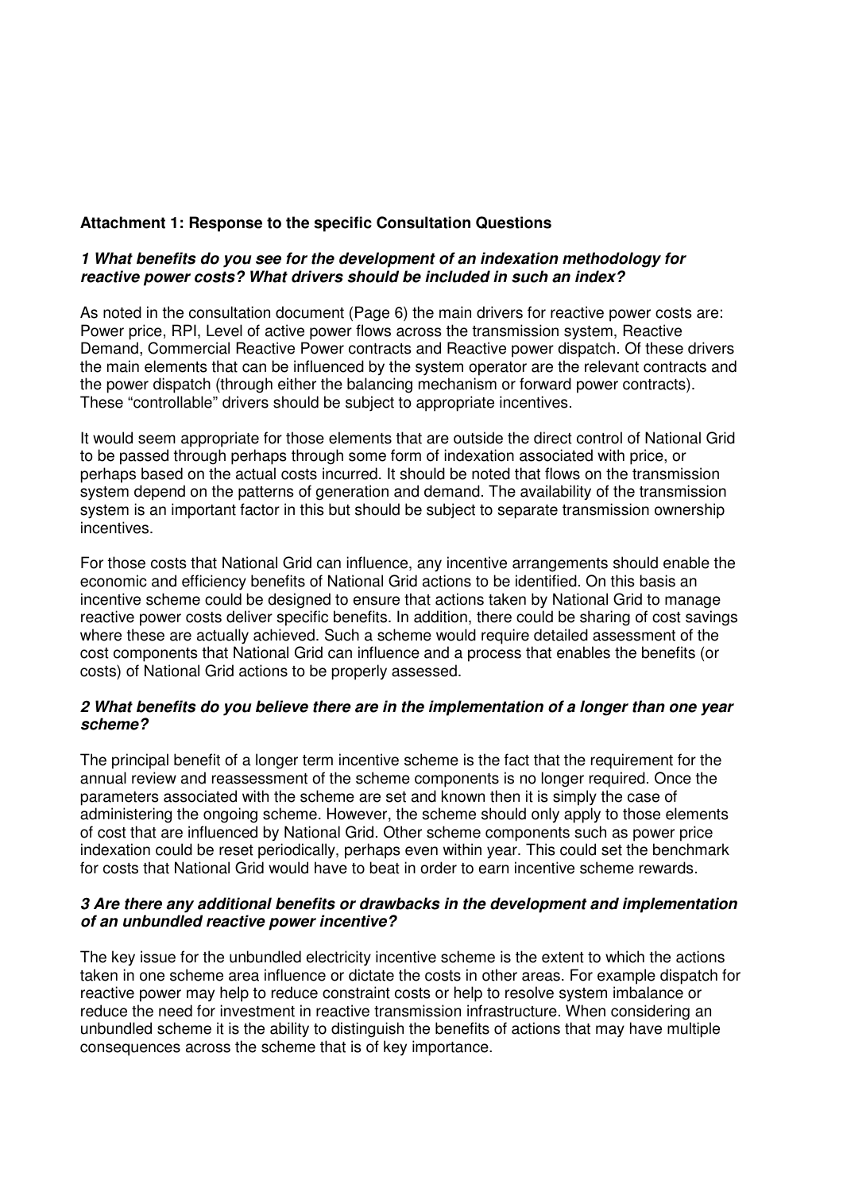**Attachment 1: Response to the specific Consultation Questions**

***1 What benefits do you see for the development of an indexation methodology for reactive power costs? What drivers should be included in such an index?***

As noted in the consultation document (Page 6) the main drivers for reactive power costs are: Power price, RPI, Level of active power flows across the transmission system, Reactive Demand, Commercial Reactive Power contracts and Reactive power dispatch. Of these drivers the main elements that can be influenced by the system operator are the relevant contracts and the power dispatch (through either the balancing mechanism or forward power contracts). These "controllable" drivers should be subject to appropriate incentives.

It would seem appropriate for those elements that are outside the direct control of National Grid to be passed through perhaps through some form of indexation associated with price, or perhaps based on the actual costs incurred. It should be noted that flows on the transmission system depend on the patterns of generation and demand. The availability of the transmission system is an important factor in this but should be subject to separate transmission ownership incentives.

For those costs that National Grid can influence, any incentive arrangements should enable the economic and efficiency benefits of National Grid actions to be identified. On this basis an incentive scheme could be designed to ensure that actions taken by National Grid to manage reactive power costs deliver specific benefits. In addition, there could be sharing of cost savings where these are actually achieved. Such a scheme would require detailed assessment of the cost components that National Grid can influence and a process that enables the benefits (or costs) of National Grid actions to be properly assessed.

***2 What benefits do you believe there are in the implementation of a longer than one year scheme?***

The principal benefit of a longer term incentive scheme is the fact that the requirement for the annual review and reassessment of the scheme components is no longer required. Once the parameters associated with the scheme are set and known then it is simply the case of administering the ongoing scheme. However, the scheme should only apply to those elements of cost that are influenced by National Grid. Other scheme components such as power price indexation could be reset periodically, perhaps even within year. This could set the benchmark for costs that National Grid would have to beat in order to earn incentive scheme rewards.

***3 Are there any additional benefits or drawbacks in the development and implementation of an unbundled reactive power incentive?***

The key issue for the unbundled electricity incentive scheme is the extent to which the actions taken in one scheme area influence or dictate the costs in other areas. For example dispatch for reactive power may help to reduce constraint costs or help to resolve system imbalance or reduce the need for investment in reactive transmission infrastructure. When considering an unbundled scheme it is the ability to distinguish the benefits of actions that may have multiple consequences across the scheme that is of key importance.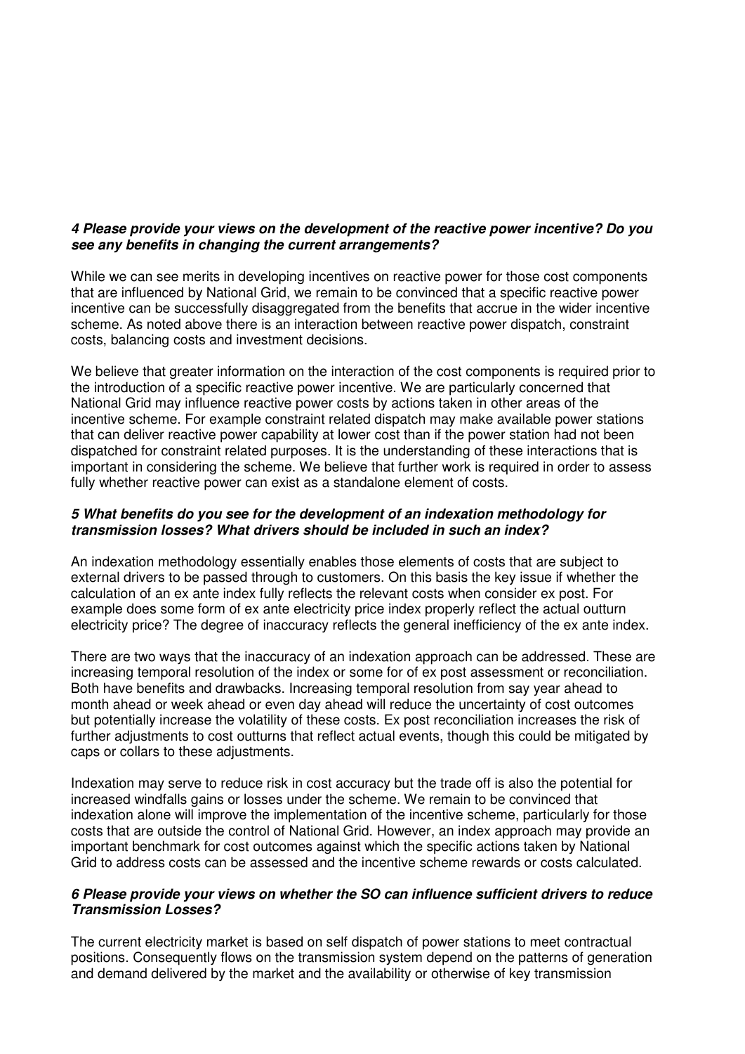***4 Please provide your views on the development of the reactive power incentive? Do you see any benefits in changing the current arrangements?***

While we can see merits in developing incentives on reactive power for those cost components that are influenced by National Grid, we remain to be convinced that a specific reactive power incentive can be successfully disaggregated from the benefits that accrue in the wider incentive scheme. As noted above there is an interaction between reactive power dispatch, constraint costs, balancing costs and investment decisions.

We believe that greater information on the interaction of the cost components is required prior to the introduction of a specific reactive power incentive. We are particularly concerned that National Grid may influence reactive power costs by actions taken in other areas of the incentive scheme. For example constraint related dispatch may make available power stations that can deliver reactive power capability at lower cost than if the power station had not been dispatched for constraint related purposes. It is the understanding of these interactions that is important in considering the scheme. We believe that further work is required in order to assess fully whether reactive power can exist as a standalone element of costs.

***5 What benefits do you see for the development of an indexation methodology for transmission losses? What drivers should be included in such an index?***

An indexation methodology essentially enables those elements of costs that are subject to external drivers to be passed through to customers. On this basis the key issue if whether the calculation of an ex ante index fully reflects the relevant costs when consider ex post. For example does some form of ex ante electricity price index properly reflect the actual outturn electricity price? The degree of inaccuracy reflects the general inefficiency of the ex ante index.

There are two ways that the inaccuracy of an indexation approach can be addressed. These are increasing temporal resolution of the index or some for of ex post assessment or reconciliation. Both have benefits and drawbacks. Increasing temporal resolution from say year ahead to month ahead or week ahead or even day ahead will reduce the uncertainty of cost outcomes but potentially increase the volatility of these costs. Ex post reconciliation increases the risk of further adjustments to cost outturns that reflect actual events, though this could be mitigated by caps or collars to these adjustments.

Indexation may serve to reduce risk in cost accuracy but the trade off is also the potential for increased windfalls gains or losses under the scheme. We remain to be convinced that indexation alone will improve the implementation of the incentive scheme, particularly for those costs that are outside the control of National Grid. However, an index approach may provide an important benchmark for cost outcomes against which the specific actions taken by National Grid to address costs can be assessed and the incentive scheme rewards or costs calculated.

***6 Please provide your views on whether the SO can influence sufficient drivers to reduce Transmission Losses?***

The current electricity market is based on self dispatch of power stations to meet contractual positions. Consequently flows on the transmission system depend on the patterns of generation and demand delivered by the market and the availability or otherwise of key transmission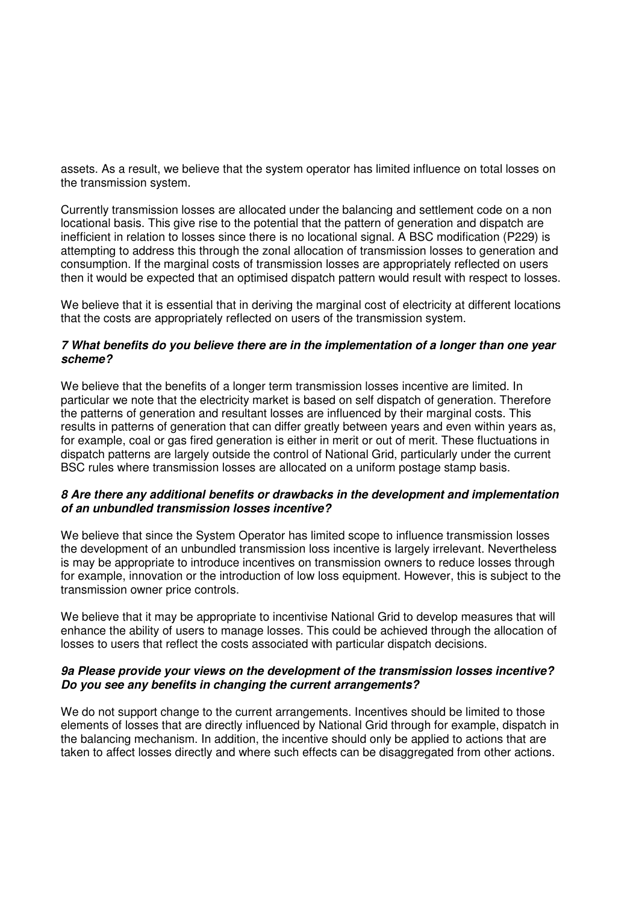assets. As a result, we believe that the system operator has limited influence on total losses on the transmission system.

Currently transmission losses are allocated under the balancing and settlement code on a non locational basis. This give rise to the potential that the pattern of generation and dispatch are inefficient in relation to losses since there is no locational signal. A BSC modification (P229) is attempting to address this through the zonal allocation of transmission losses to generation and consumption. If the marginal costs of transmission losses are appropriately reflected on users then it would be expected that an optimised dispatch pattern would result with respect to losses.

We believe that it is essential that in deriving the marginal cost of electricity at different locations that the costs are appropriately reflected on users of the transmission system.

***7 What benefits do you believe there are in the implementation of a longer than one year scheme?***

We believe that the benefits of a longer term transmission losses incentive are limited. In particular we note that the electricity market is based on self dispatch of generation. Therefore the patterns of generation and resultant losses are influenced by their marginal costs. This results in patterns of generation that can differ greatly between years and even within years as, for example, coal or gas fired generation is either in merit or out of merit. These fluctuations in dispatch patterns are largely outside the control of National Grid, particularly under the current BSC rules where transmission losses are allocated on a uniform postage stamp basis.

***8 Are there any additional benefits or drawbacks in the development and implementation of an unbundled transmission losses incentive?***

We believe that since the System Operator has limited scope to influence transmission losses the development of an unbundled transmission loss incentive is largely irrelevant. Nevertheless is may be appropriate to introduce incentives on transmission owners to reduce losses through for example, innovation or the introduction of low loss equipment. However, this is subject to the transmission owner price controls.

We believe that it may be appropriate to incentivise National Grid to develop measures that will enhance the ability of users to manage losses. This could be achieved through the allocation of losses to users that reflect the costs associated with particular dispatch decisions.

***9a Please provide your views on the development of the transmission losses incentive? Do you see any benefits in changing the current arrangements?***

We do not support change to the current arrangements. Incentives should be limited to those elements of losses that are directly influenced by National Grid through for example, dispatch in the balancing mechanism. In addition, the incentive should only be applied to actions that are taken to affect losses directly and where such effects can be disaggregated from other actions.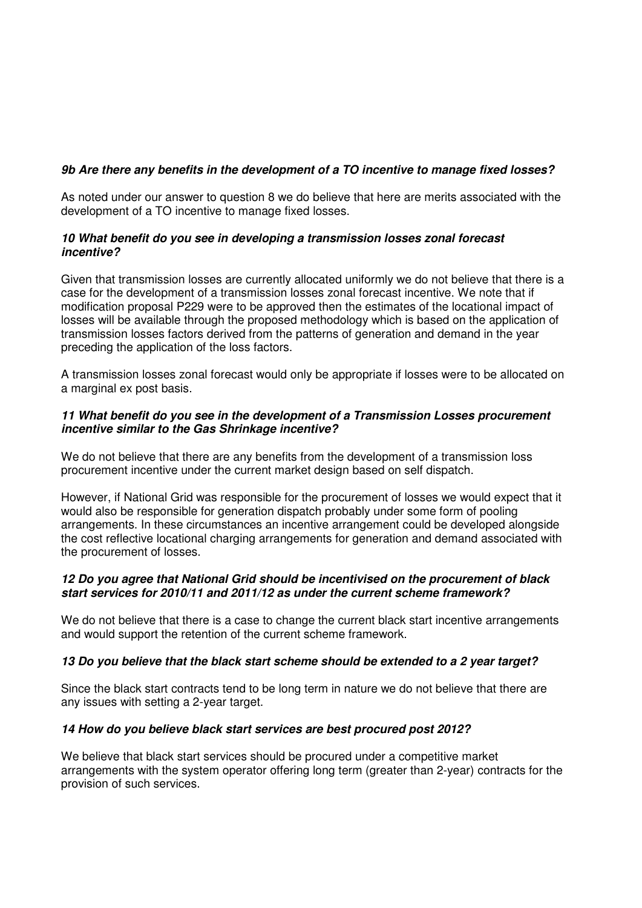***9b Are there any benefits in the development of a TO incentive to manage fixed losses?***

As noted under our answer to question 8 we do believe that here are merits associated with the development of a TO incentive to manage fixed losses.

***10 What benefit do you see in developing a transmission losses zonal forecast incentive?***

Given that transmission losses are currently allocated uniformly we do not believe that there is a case for the development of a transmission losses zonal forecast incentive. We note that if modification proposal P229 were to be approved then the estimates of the locational impact of losses will be available through the proposed methodology which is based on the application of transmission losses factors derived from the patterns of generation and demand in the year preceding the application of the loss factors.

A transmission losses zonal forecast would only be appropriate if losses were to be allocated on a marginal ex post basis.

***11 What benefit do you see in the development of a Transmission Losses procurement incentive similar to the Gas Shrinkage incentive?***

We do not believe that there are any benefits from the development of a transmission loss procurement incentive under the current market design based on self dispatch.

However, if National Grid was responsible for the procurement of losses we would expect that it would also be responsible for generation dispatch probably under some form of pooling arrangements. In these circumstances an incentive arrangement could be developed alongside the cost reflective locational charging arrangements for generation and demand associated with the procurement of losses.

***12 Do you agree that National Grid should be incentivised on the procurement of black start services for 2010/11 and 2011/12 as under the current scheme framework?***

We do not believe that there is a case to change the current black start incentive arrangements and would support the retention of the current scheme framework.

***13 Do you believe that the black start scheme should be extended to a 2 year target?***

Since the black start contracts tend to be long term in nature we do not believe that there are any issues with setting a 2-year target.

***14 How do you believe black start services are best procured post 2012?***

We believe that black start services should be procured under a competitive market arrangements with the system operator offering long term (greater than 2-year) contracts for the provision of such services.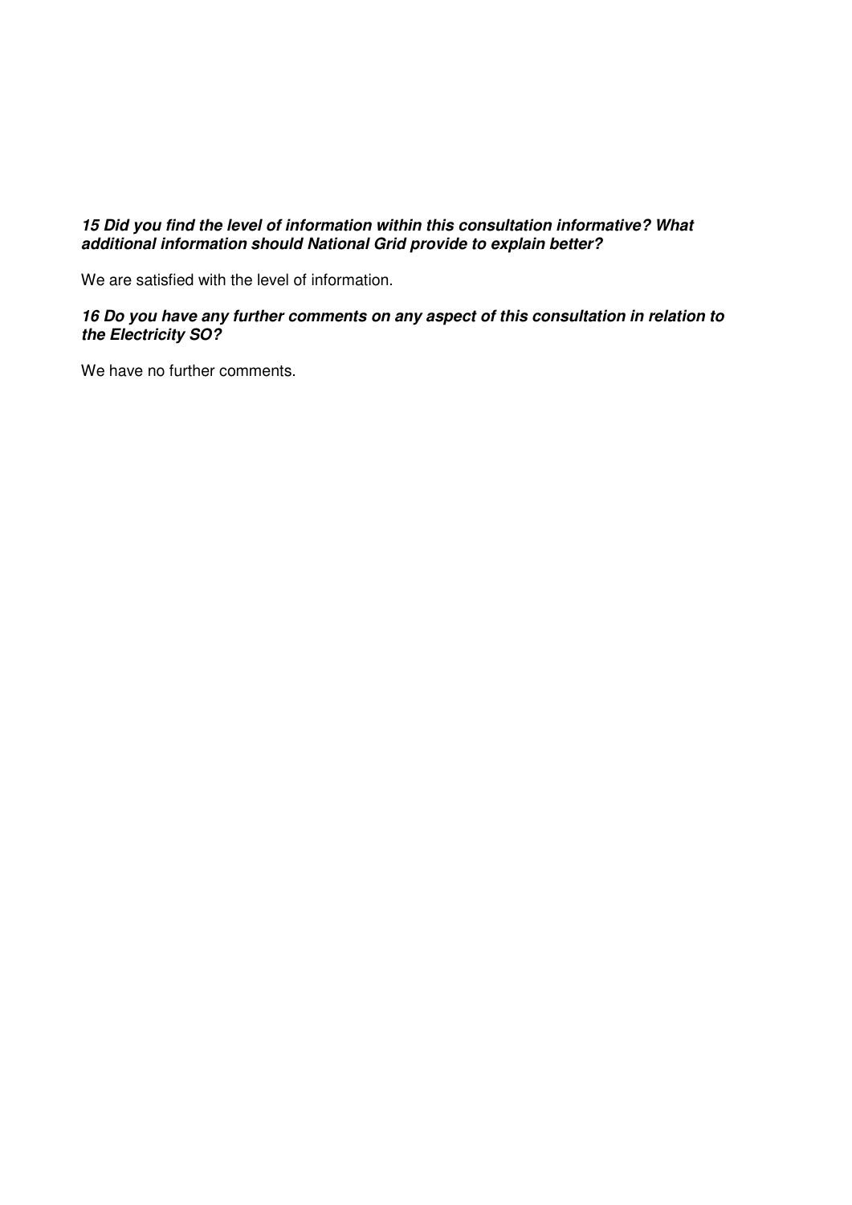***15 Did you find the level of information within this consultation informative? What additional information should National Grid provide to explain better?***

We are satisfied with the level of information.

***16 Do you have any further comments on any aspect of this consultation in relation to the Electricity SO?***

We have no further comments.